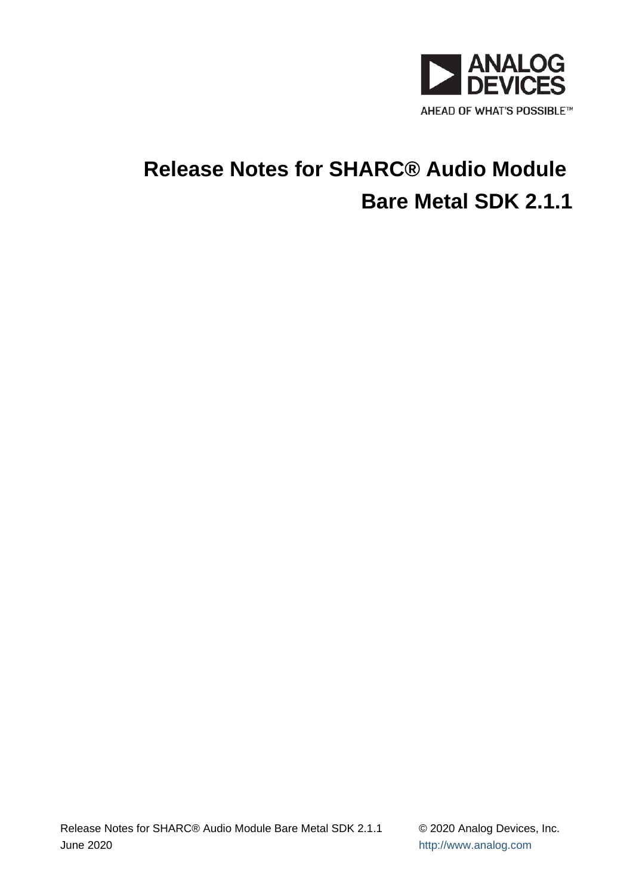ANALOG DEVICES

AHEAD OF WHAT'S POSSIBLE™

# Release Notes for SHARC® Audio Module Bare Metal SDK 2.1.1

Release Notes for SHARC® Audio Module Bare Metal SDK 2.1.1

June 2020

© 2020 Analog Devices, Inc.

http://www.analog.com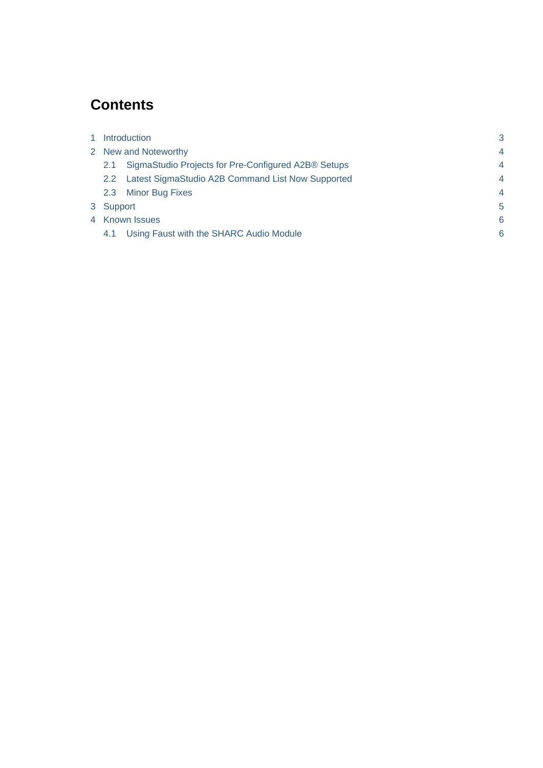# Contents

| | | |
|---|---|---|
| 1 | Introduction | 3 |
| 2 | New and Noteworthy | 4 |
| 2.1 | SigmaStudio Projects for Pre-Configured A2B® Setups | 4 |
| 2.2 | Latest SigmaStudio A2B Command List Now Supported | 4 |
| 2.3 | Minor Bug Fixes | 4 |
| 3 | Support | 5 |
| 4 | Known Issues | 6 |
| 4.1 | Using Faust with the SHARC Audio Module | 6 |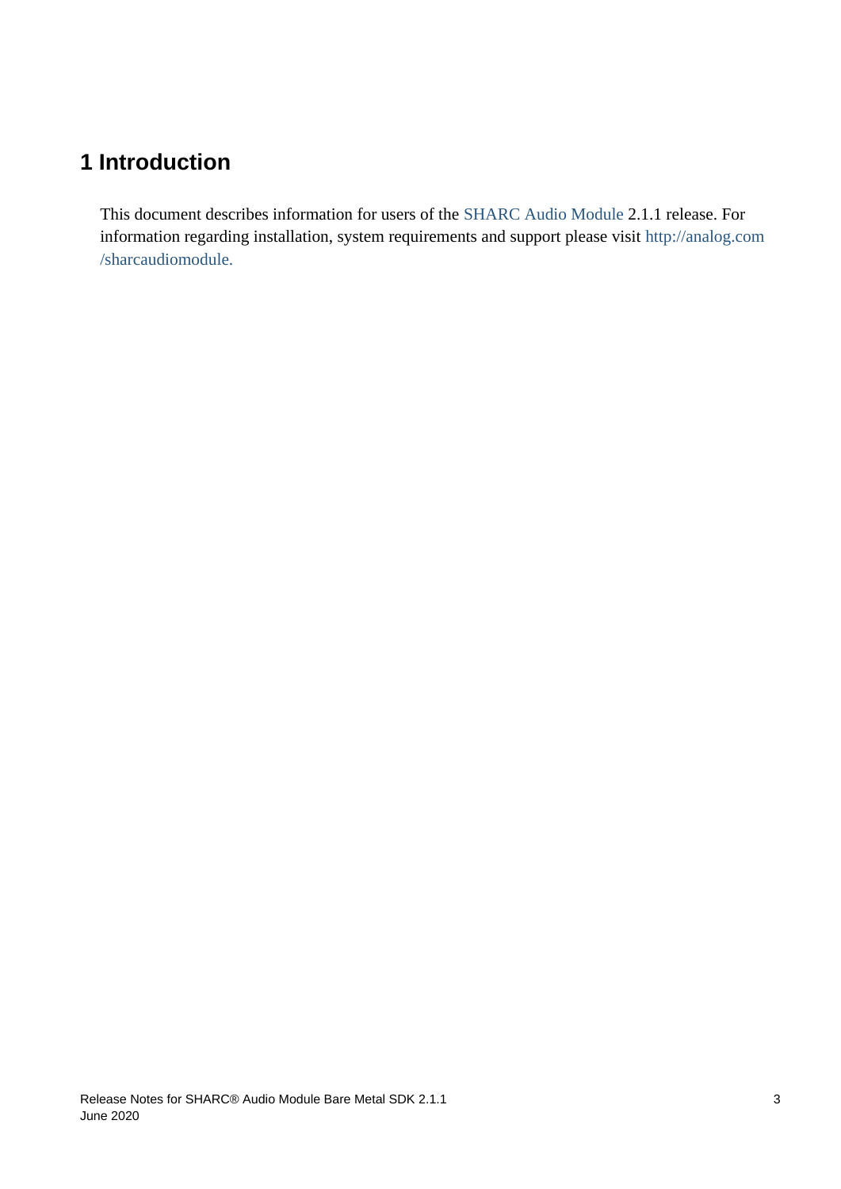# 1 Introduction

This document describes information for users of the SHARC Audio Module 2.1.1 release. For information regarding installation, system requirements and support please visit http://analog.com/sharcaudiomodule.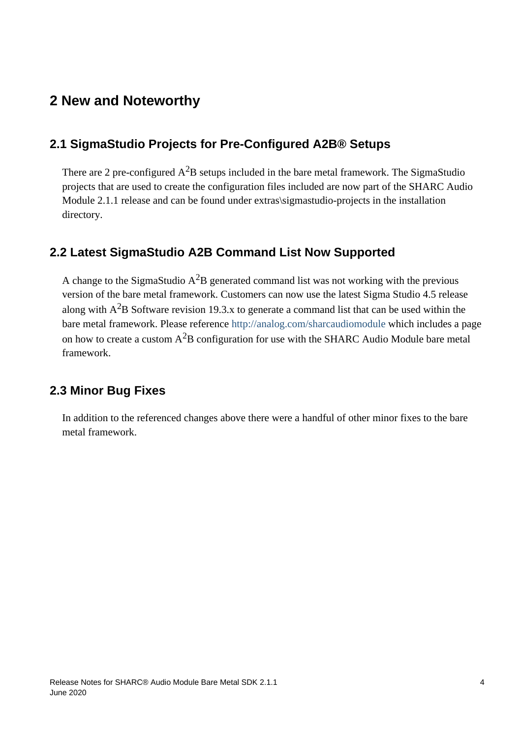# 2 New and Noteworthy

## 2.1 SigmaStudio Projects for Pre-Configured A2B® Setups

There are 2 pre-configured $A^2B$ setups included in the bare metal framework. The SigmaStudio projects that are used to create the configuration files included are now part of the SHARC Audio Module 2.1.1 release and can be found under extras\sigmastudio-projects in the installation directory.

## 2.2 Latest SigmaStudio A2B Command List Now Supported

A change to the SigmaStudio $A^2B$ generated command list was not working with the previous version of the bare metal framework. Customers can now use the latest Sigma Studio 4.5 release along with $A^2B$ Software revision 19.3.x to generate a command list that can be used within the bare metal framework. Please reference http://analog.com/sharcaudiomodule which includes a page on how to create a custom $A^2B$ configuration for use with the SHARC Audio Module bare metal framework.

## 2.3 Minor Bug Fixes

In addition to the referenced changes above there were a handful of other minor fixes to the bare metal framework.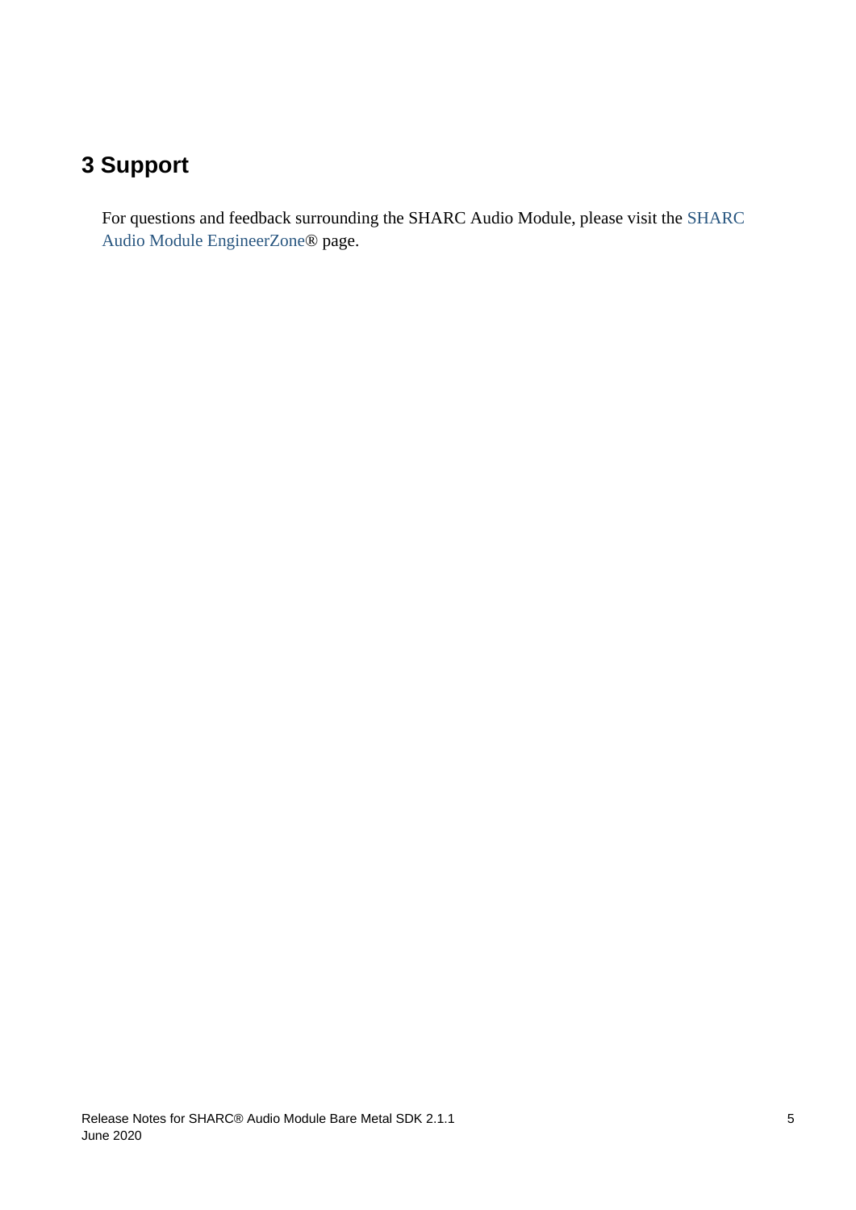# 3 Support

For questions and feedback surrounding the SHARC Audio Module, please visit the SHARC Audio Module EngineerZone® page.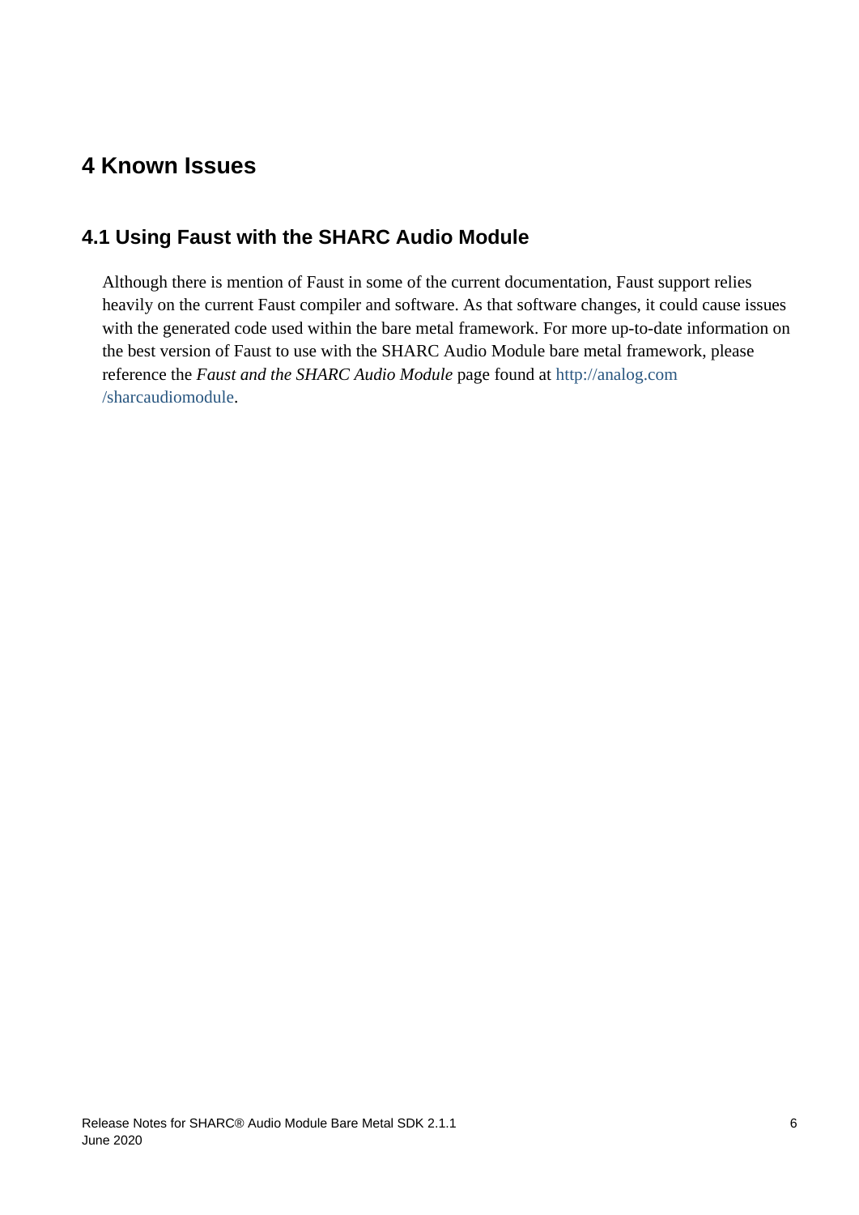# 4 Known Issues

## 4.1 Using Faust with the SHARC Audio Module

Although there is mention of Faust in some of the current documentation, Faust support relies heavily on the current Faust compiler and software. As that software changes, it could cause issues with the generated code used within the bare metal framework. For more up-to-date information on the best version of Faust to use with the SHARC Audio Module bare metal framework, please reference the *Faust and the SHARC Audio Module* page found at http://analog.com/sharcaudiomodule.